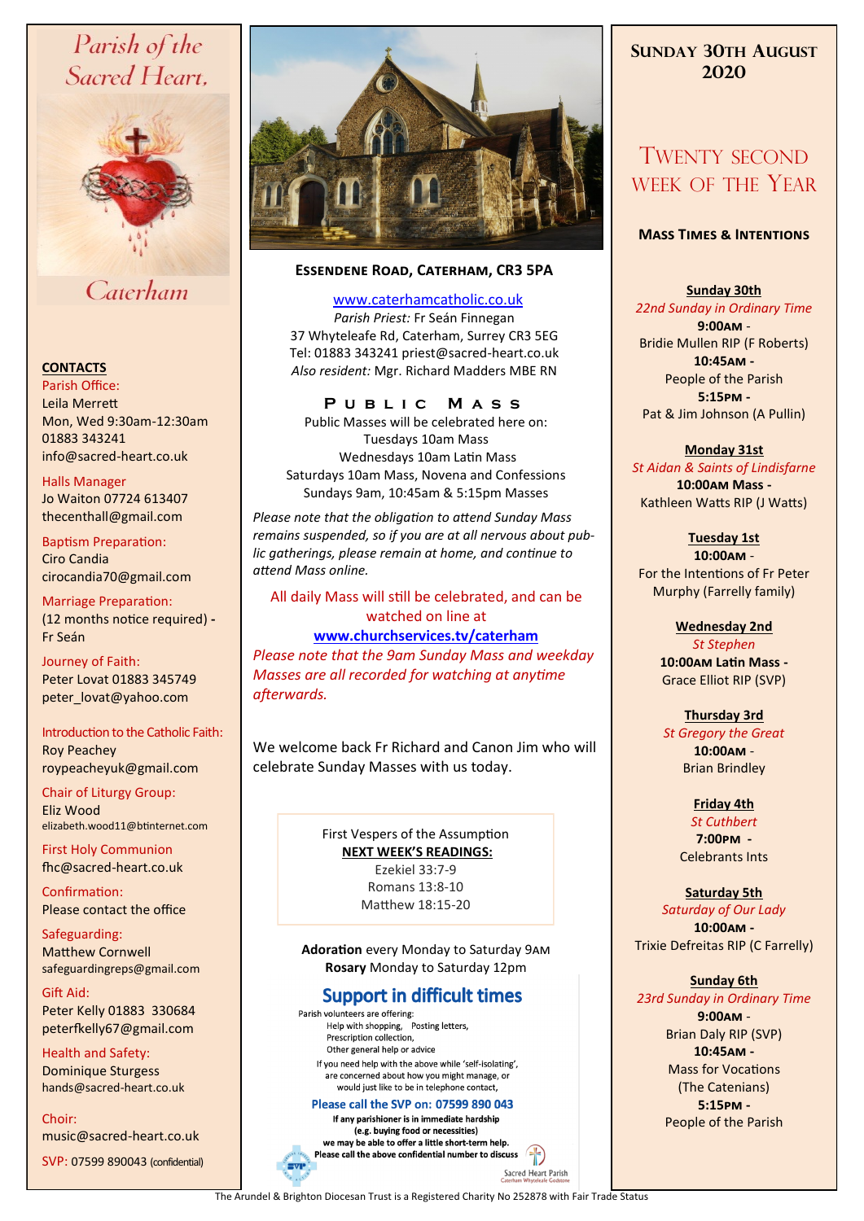# Parish of the Sacred Heart, Caterham

## CONTACTS

Parish Office:
Leila Merrett
Mon, Wed 9:30am-12:30am
01883 343241
info@sacred-heart.co.uk

Halls Manager
Jo Waiton 07724 613407
thecenthall@gmail.com

Baptism Preparation:
Ciro Candia
cirocandia70@gmail.com

Marriage Preparation:
(12 months notice required) - Fr Seán

Journey of Faith:
Peter Lovat 01883 345749
peter_lovat@yahoo.com

Introduction to the Catholic Faith:
Roy Peachey
roypeacheyuk@gmail.com

Chair of Liturgy Group:
Eliz Wood
elizabeth.wood11@btinternet.com

First Holy Communion
fhc@sacred-heart.co.uk

Confirmation:
Please contact the office

Safeguarding:
Matthew Cornwell
safeguardingreps@gmail.com

Gift Aid:
Peter Kelly 01883 330684
peterfkelly67@gmail.com

Health and Safety:
Dominique Sturgess
hands@sacred-heart.co.uk

Choir:
music@sacred-heart.co.uk

SVP: 07599 890043 (confidential)

## Essendene Road, Caterham, CR3 5PA

www.caterhamcatholic.co.uk
*Parish Priest:* Fr Seán Finnegan
37 Whyteleafe Rd, Caterham, Surrey CR3 5EG
Tel: 01883 343241 priest@sacred-heart.co.uk
*Also resident:* Mgr. Richard Madders MBE RN

### Public Mass

Public Masses will be celebrated here on:
Tuesdays 10am Mass
Wednesdays 10am Latin Mass
Saturdays 10am Mass, Novena and Confessions
Sundays 9am, 10:45am & 5:15pm Masses

*Please note that the obligation to attend Sunday Mass remains suspended, so if you are at all nervous about public gatherings, please remain at home, and continue to attend Mass online.*

All daily Mass will still be celebrated, and can be watched on line at
**www.churchservices.tv/caterham**
*Please note that the 9am Sunday Mass and weekday Masses are all recorded for watching at anytime afterwards.*

We welcome back Fr Richard and Canon Jim who will celebrate Sunday Masses with us today.

First Vespers of the Assumption
**NEXT WEEK'S READINGS:**
Ezekiel 33:7-9
Romans 13:8-10
Matthew 18:15-20

**Adoration** every Monday to Saturday 9AM
**Rosary** Monday to Saturday 12pm

### Support in difficult times

Parish volunteers are offering:
- Help with shopping, Posting letters,
- Prescription collection,
- Other general help or advice

If you need help with the above while 'self-isolating', are concerned about how you might manage, or would just like to be in telephone contact,

**Please call the SVP on: 07599 890 043**

**If any parishioner is in immediate hardship (e.g. buying food or necessities) we may be able to offer a little short-term help. Please call the above confidential number to discuss**

Sacred Heart Parish
Caterham Whyteleafe Godstone

## Sunday 30th August 2020

## Twenty second week of the Year

### Mass Times & Intentions

**Sunday 30th**
*22nd Sunday in Ordinary Time*
**9:00AM** - Bridie Mullen RIP (F Roberts)
**10:45AM** - People of the Parish
**5:15PM** - Pat & Jim Johnson (A Pullin)

**Monday 31st**
*St Aidan & Saints of Lindisfarne*
**10:00AM Mass** - Kathleen Watts RIP (J Watts)

**Tuesday 1st**
**10:00AM** - For the Intentions of Fr Peter Murphy (Farrelly family)

**Wednesday 2nd**
*St Stephen*
**10:00AM Latin Mass** - Grace Elliot RIP (SVP)

**Thursday 3rd**
*St Gregory the Great*
**10:00AM** - Brian Brindley

**Friday 4th**
*St Cuthbert*
**7:00PM** - Celebrants Ints

**Saturday 5th**
*Saturday of Our Lady*
**10:00AM** - Trixie Defreitas RIP (C Farrelly)

**Sunday 6th**
*23rd Sunday in Ordinary Time*
**9:00AM** - Brian Daly RIP (SVP)
**10:45AM** - Mass for Vocations (The Catenians)
**5:15PM** - People of the Parish

The Arundel & Brighton Diocesan Trust is a Registered Charity No 252878 with Fair Trade Status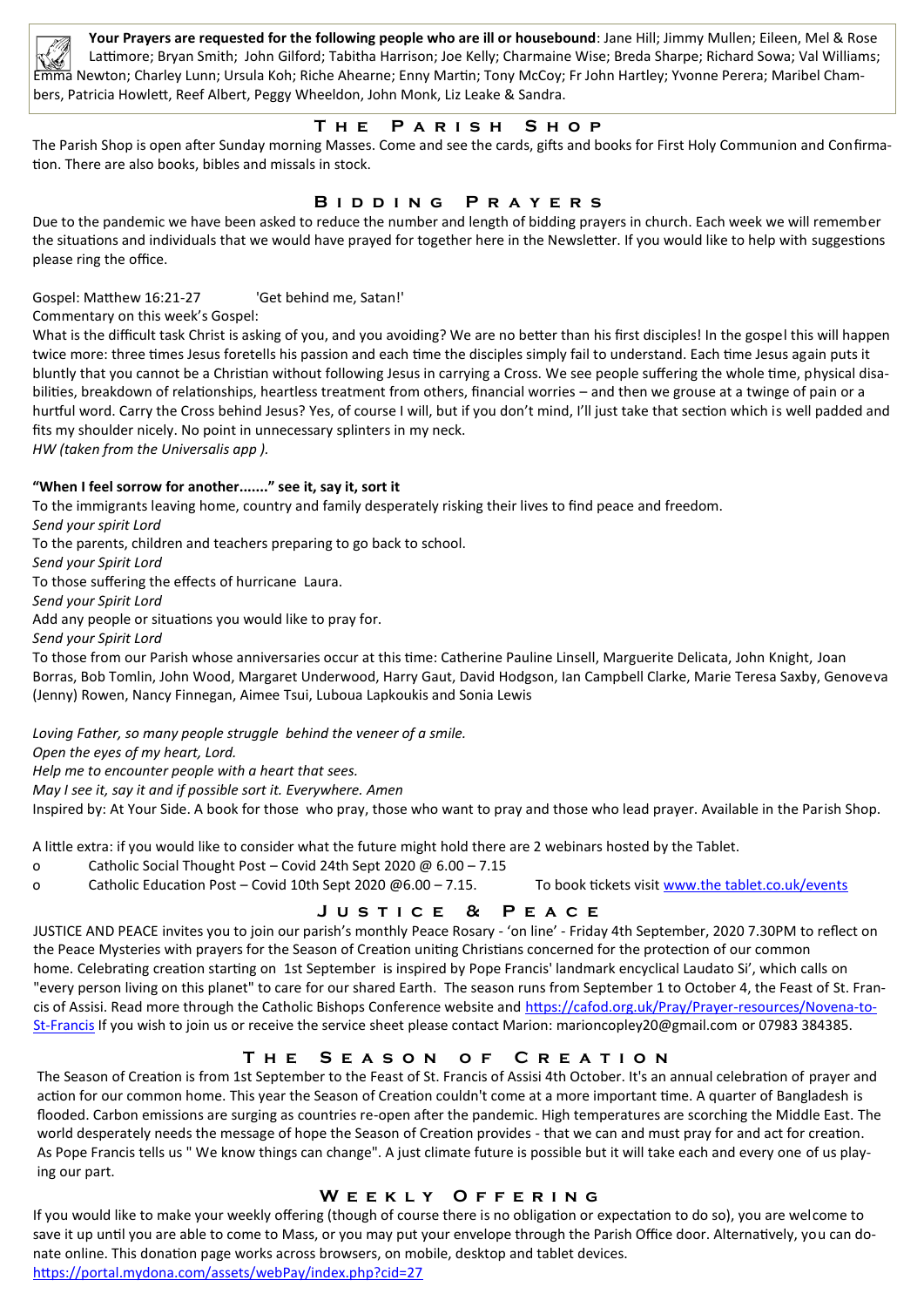**Your Prayers are requested for the following people who are ill or housebound**: Jane Hill; Jimmy Mullen; Eileen, Mel & Rose Lattimore; Bryan Smith; John Gilford; Tabitha Harrison; Joe Kelly; Charmaine Wise; Breda Sharpe; Richard Sowa; Val Williams; Emma Newton; Charley Lunn; Ursula Koh; Riche Ahearne; Enny Martin; Tony McCoy; Fr John Hartley; Yvonne Perera; Maribel Chambers, Patricia Howlett, Reef Albert, Peggy Wheeldon, John Monk, Liz Leake & Sandra.

## The Parish Shop

The Parish Shop is open after Sunday morning Masses. Come and see the cards, gifts and books for First Holy Communion and Confirmation. There are also books, bibles and missals in stock.

## Bidding Prayers

Due to the pandemic we have been asked to reduce the number and length of bidding prayers in church. Each week we will remember the situations and individuals that we would have prayed for together here in the Newsletter. If you would like to help with suggestions please ring the office.

Gospel: Matthew 16:21-27 'Get behind me, Satan!'

Commentary on this week's Gospel:

What is the difficult task Christ is asking of you, and you avoiding? We are no better than his first disciples! In the gospel this will happen twice more: three times Jesus foretells his passion and each time the disciples simply fail to understand. Each time Jesus again puts it bluntly that you cannot be a Christian without following Jesus in carrying a Cross. We see people suffering the whole time, physical disabilities, breakdown of relationships, heartless treatment from others, financial worries – and then we grouse at a twinge of pain or a hurtful word. Carry the Cross behind Jesus? Yes, of course I will, but if you don't mind, I'll just take that section which is well padded and fits my shoulder nicely. No point in unnecessary splinters in my neck.

*HW (taken from the Universalis app ).*

**"When I feel sorrow for another......." see it, say it, sort it**

To the immigrants leaving home, country and family desperately risking their lives to find peace and freedom.

*Send your spirit Lord*

To the parents, children and teachers preparing to go back to school.

*Send your Spirit Lord*

To those suffering the effects of hurricane Laura.

*Send your Spirit Lord*

Add any people or situations you would like to pray for.

*Send your Spirit Lord*

To those from our Parish whose anniversaries occur at this time: Catherine Pauline Linsell, Marguerite Delicata, John Knight, Joan Borras, Bob Tomlin, John Wood, Margaret Underwood, Harry Gaut, David Hodgson, Ian Campbell Clarke, Marie Teresa Saxby, Genoveva (Jenny) Rowen, Nancy Finnegan, Aimee Tsui, Luboua Lapkoukis and Sonia Lewis

*Loving Father, so many people struggle behind the veneer of a smile.*
*Open the eyes of my heart, Lord.*
*Help me to encounter people with a heart that sees.*
*May I see it, say it and if possible sort it. Everywhere. Amen*

Inspired by: At Your Side. A book for those who pray, those who want to pray and those who lead prayer. Available in the Parish Shop.

A little extra: if you would like to consider what the future might hold there are 2 webinars hosted by the Tablet.

- Catholic Social Thought Post – Covid 24th Sept 2020 @ 6.00 – 7.15
- Catholic Education Post – Covid 10th Sept 2020 @6.00 – 7.15. To book tickets visit www.the tablet.co.uk/events

## Justice & Peace

JUSTICE AND PEACE invites you to join our parish's monthly Peace Rosary - 'on line' - Friday 4th September, 2020 7.30PM to reflect on the Peace Mysteries with prayers for the Season of Creation uniting Christians concerned for the protection of our common home. Celebrating creation starting on 1st September is inspired by Pope Francis' landmark encyclical Laudato Si', which calls on "every person living on this planet" to care for our shared Earth. The season runs from September 1 to October 4, the Feast of St. Francis of Assisi. Read more through the Catholic Bishops Conference website and https://cafod.org.uk/Pray/Prayer-resources/Novena-to-St-Francis If you wish to join us or receive the service sheet please contact Marion: marioncopley20@gmail.com or 07983 384385.

## The Season of Creation

The Season of Creation is from 1st September to the Feast of St. Francis of Assisi 4th October. It's an annual celebration of prayer and action for our common home. This year the Season of Creation couldn't come at a more important time. A quarter of Bangladesh is flooded. Carbon emissions are surging as countries re-open after the pandemic. High temperatures are scorching the Middle East. The world desperately needs the message of hope the Season of Creation provides - that we can and must pray for and act for creation. As Pope Francis tells us " We know things can change". A just climate future is possible but it will take each and every one of us playing our part.

## Weekly Offering

If you would like to make your weekly offering (though of course there is no obligation or expectation to do so), you are welcome to save it up until you are able to come to Mass, or you may put your envelope through the Parish Office door. Alternatively, you can donate online. This donation page works across browsers, on mobile, desktop and tablet devices.

https://portal.mydona.com/assets/webPay/index.php?cid=27